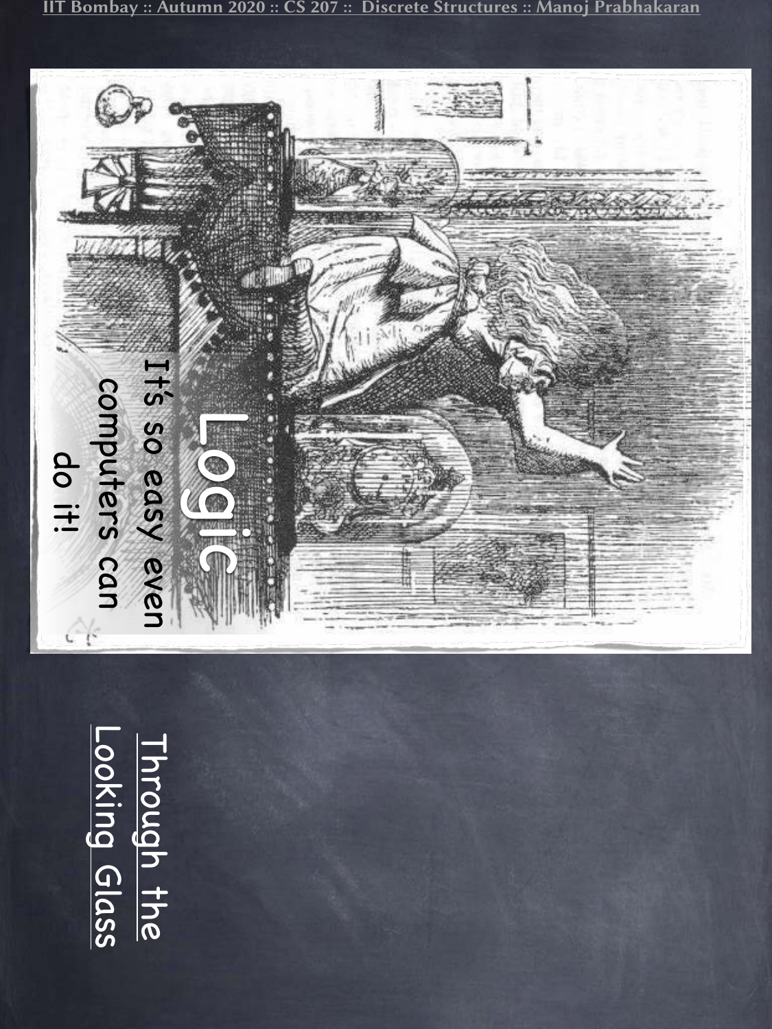# Logic

It's so easy even computers can do it!

Through the Looking Glass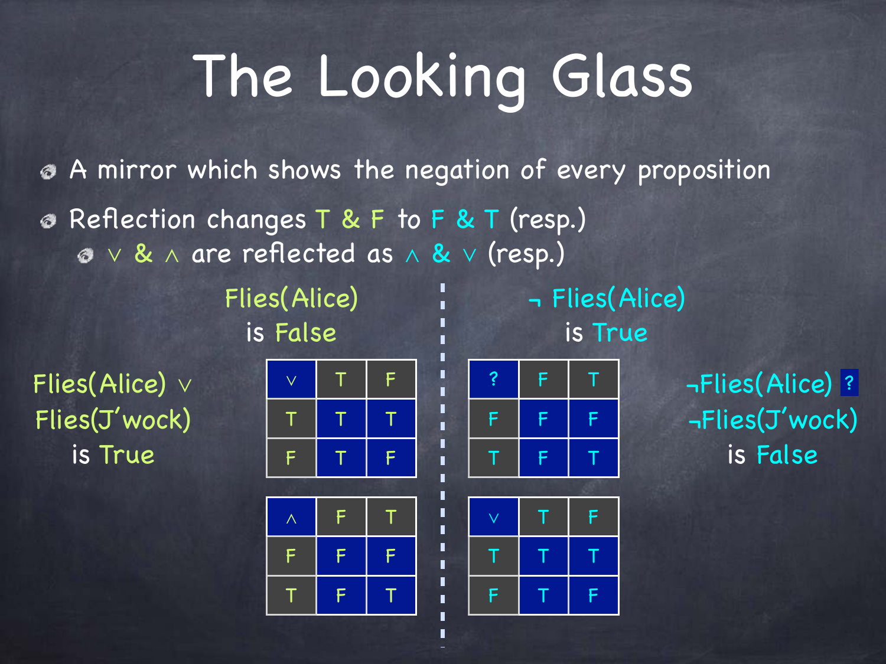# The Looking Glass

- A mirror which shows the negation of every proposition
- Reflection changes T & F to F & T (resp.)
  - ∨ & ∧ are reflected as ∧ & ∨ (resp.)

**Left side:**

Flies(Alice) is False

Flies(Alice) ∨ Flies(J'wock) is True

| ∨ | T | F |
|---|---|---|
| T | T | T |
| F | T | F |

| ∧ | F | T |
|---|---|---|
| F | F | F |
| T | F | T |

**Right side:**

¬ Flies(Alice) is True

¬Flies(Alice) ? ¬Flies(J'wock) is False

| ? | F | T |
|---|---|---|
| F | F | F |
| T | F | T |

| ∨ | T | F |
|---|---|---|
| T | T | T |
| F | T | F |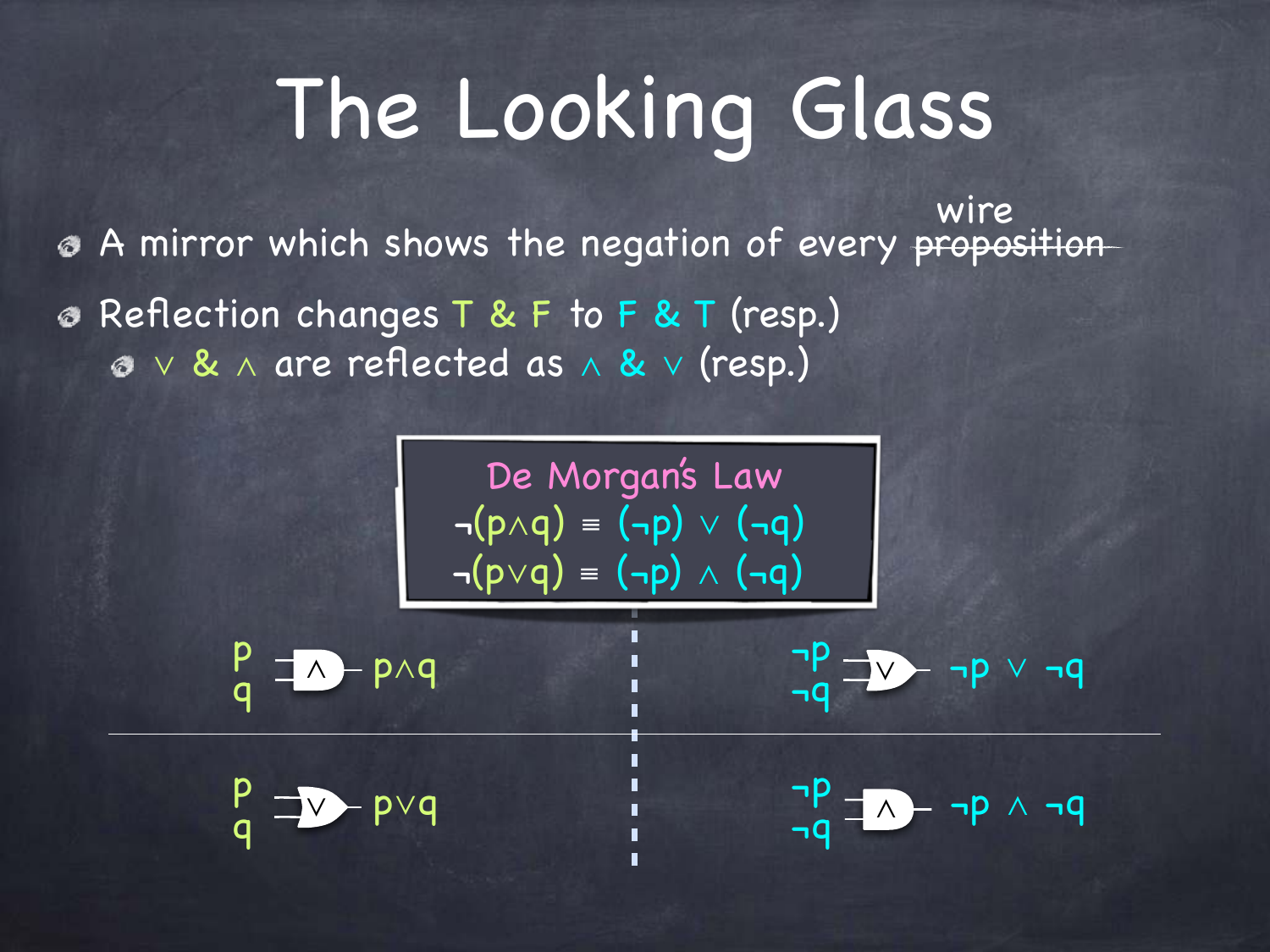# The Looking Glass

- A mirror which shows the negation of every ~~proposition~~ wire
- Reflection changes T & F to F & T (resp.)
  - $\vee$ & $\wedge$ are reflected as $\wedge$ & $\vee$ (resp.)

**De Morgan's Law**

$$\neg(p \wedge q) \equiv (\neg p) \vee (\neg q)$$

$$\neg(p \vee q) \equiv (\neg p) \wedge (\neg q)$$

$p$, $q$ → $\wedge$ → $p \wedge q$ | $\neg p$, $\neg q$ → $\vee$ → $\neg p \vee \neg q$

$p$, $q$ → $\vee$ → $p \vee q$ | $\neg p$, $\neg q$ → $\wedge$ → $\neg p \wedge \neg q$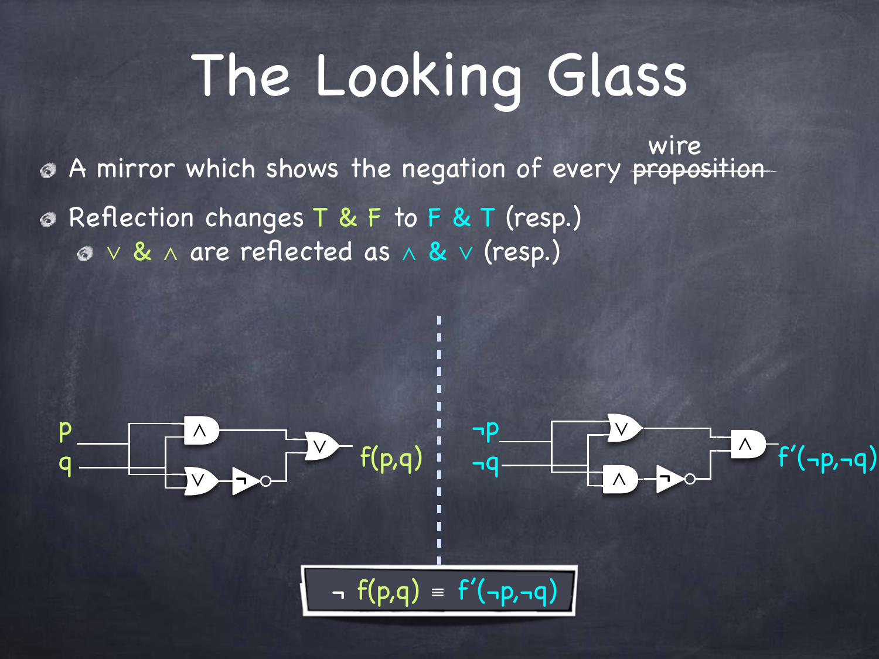# The Looking Glass

- A mirror which shows the negation of every ~~proposition~~ wire
- Reflection changes T & F to F & T (resp.)
  - $\vee$ & $\wedge$ are reflected as $\wedge$ & $\vee$ (resp.)

p, q → f(p,q)

¬p, ¬q → f′(¬p,¬q)

$$\neg f(p,q) \equiv f'(\neg p, \neg q)$$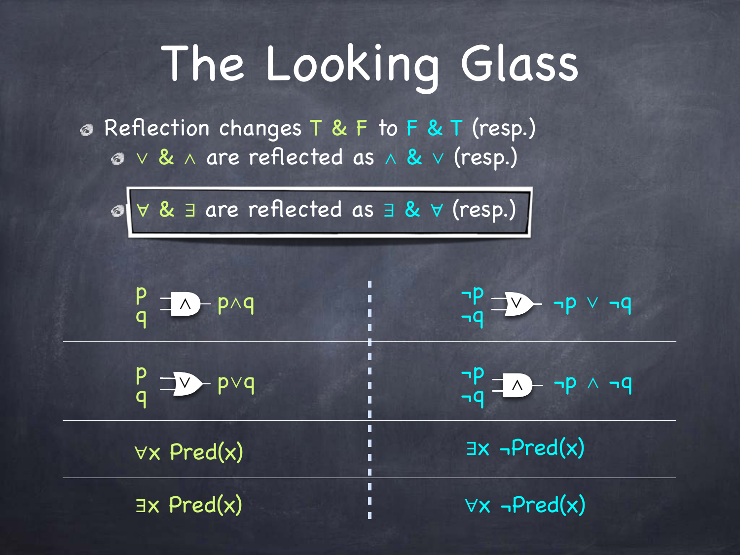# The Looking Glass

- Reflection changes T & F to F & T (resp.)
  - ∨ & ∧ are reflected as ∧ & ∨ (resp.)
  - ∀ & ∃ are reflected as ∃ & ∀ (resp.)

| | |
|---|---|
| $p$, $q$ → AND gate (∧) → $p \wedge q$ | $\neg p$, $\neg q$ → OR gate (∨) → $\neg p \vee \neg q$ |
| $p$, $q$ → OR gate (∨) → $p \vee q$ | $\neg p$, $\neg q$ → AND gate (∧) → $\neg p \wedge \neg q$ |
| $\forall x \; Pred(x)$ | $\exists x \; \neg Pred(x)$ |
| $\exists x \; Pred(x)$ | $\forall x \; \neg Pred(x)$ |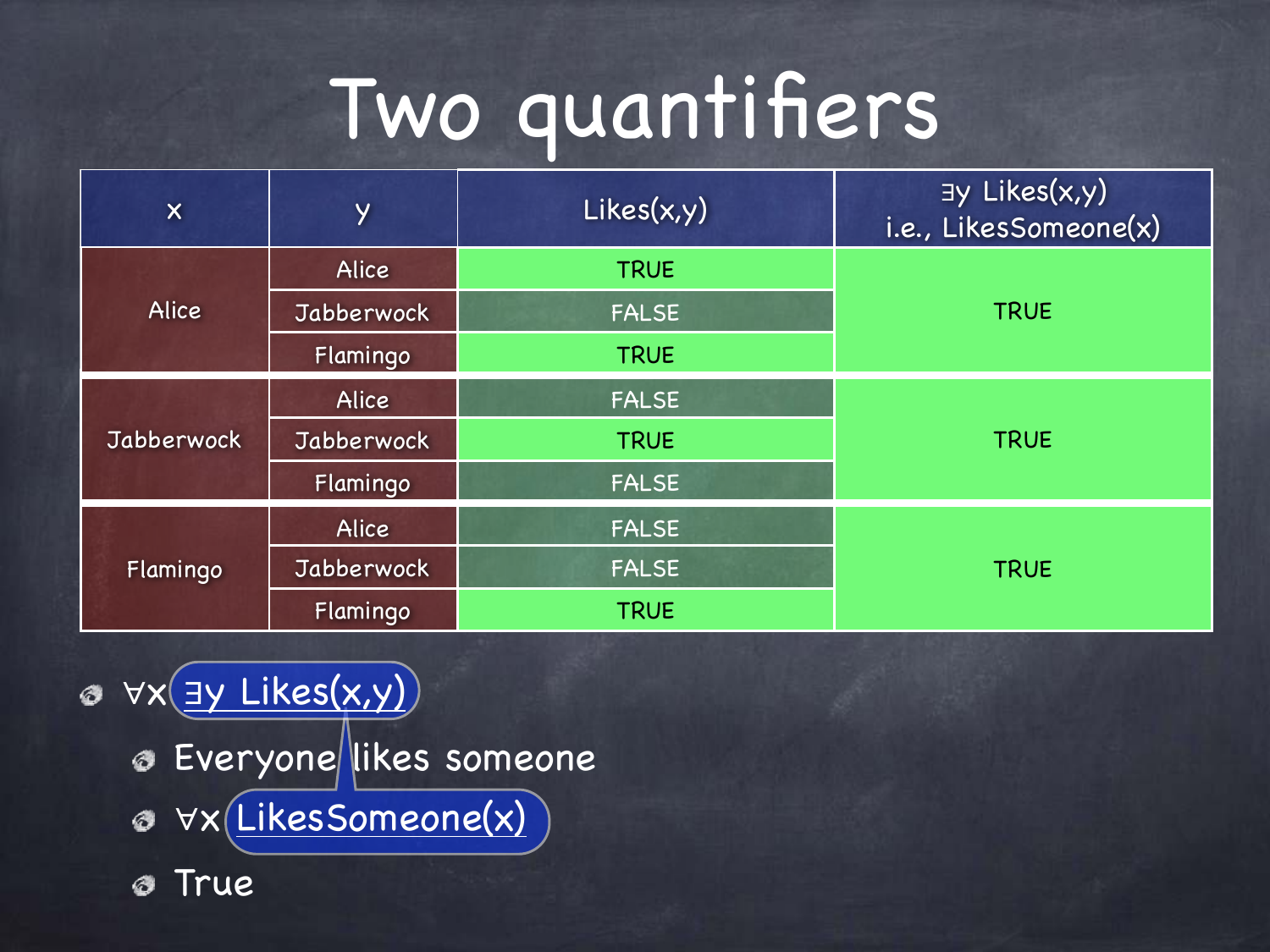# Two quantifiers

| x | y | Likes(x,y) | $\exists y$ Likes(x,y) i.e., LikesSomeone(x) |
| --- | --- | --- | --- |
| Alice | Alice | TRUE | TRUE |
| | Jabberwock | FALSE | |
| | Flamingo | TRUE | |
| Jabberwock | Alice | FALSE | TRUE |
| | Jabberwock | TRUE | |
| | Flamingo | FALSE | |
| Flamingo | Alice | FALSE | TRUE |
| | Jabberwock | FALSE | |
| | Flamingo | TRUE | |

- $\forall x \; \exists y$ Likes(x,y)
  - Everyone likes someone
  - $\forall x$ LikesSomeone(x)
  - True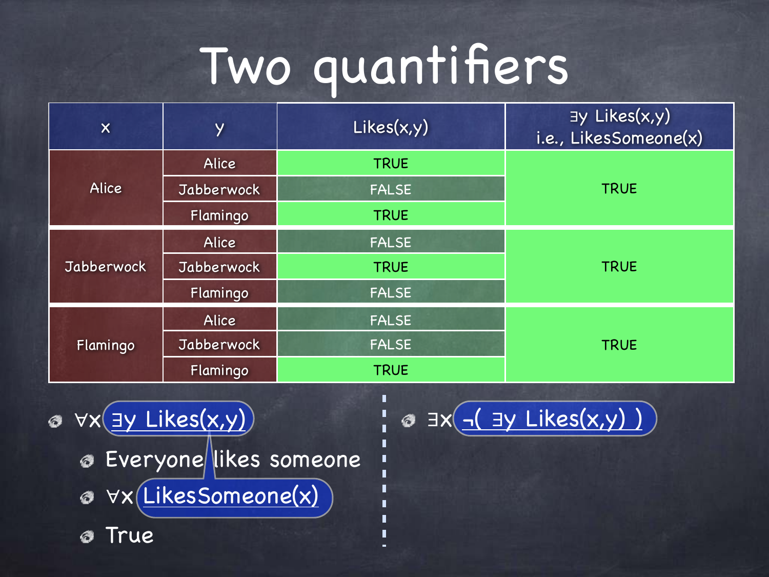# Two quantifiers

| x | y | Likes(x,y) | ∃y Likes(x,y) i.e., LikesSomeone(x) |
|---|---|---|---|
| Alice | Alice | TRUE | TRUE |
| | Jabberwock | FALSE | |
| | Flamingo | TRUE | |
| Jabberwock | Alice | FALSE | TRUE |
| | Jabberwock | TRUE | |
| | Flamingo | FALSE | |
| Flamingo | Alice | FALSE | TRUE |
| | Jabberwock | FALSE | |
| | Flamingo | TRUE | |

- $\forall x\ \exists y\ Likes(x,y)$
  - Everyone likes someone
  - $\forall x\ LikesSomeone(x)$
  - True

- $\exists x\ \neg(\ \exists y\ Likes(x,y)\ )$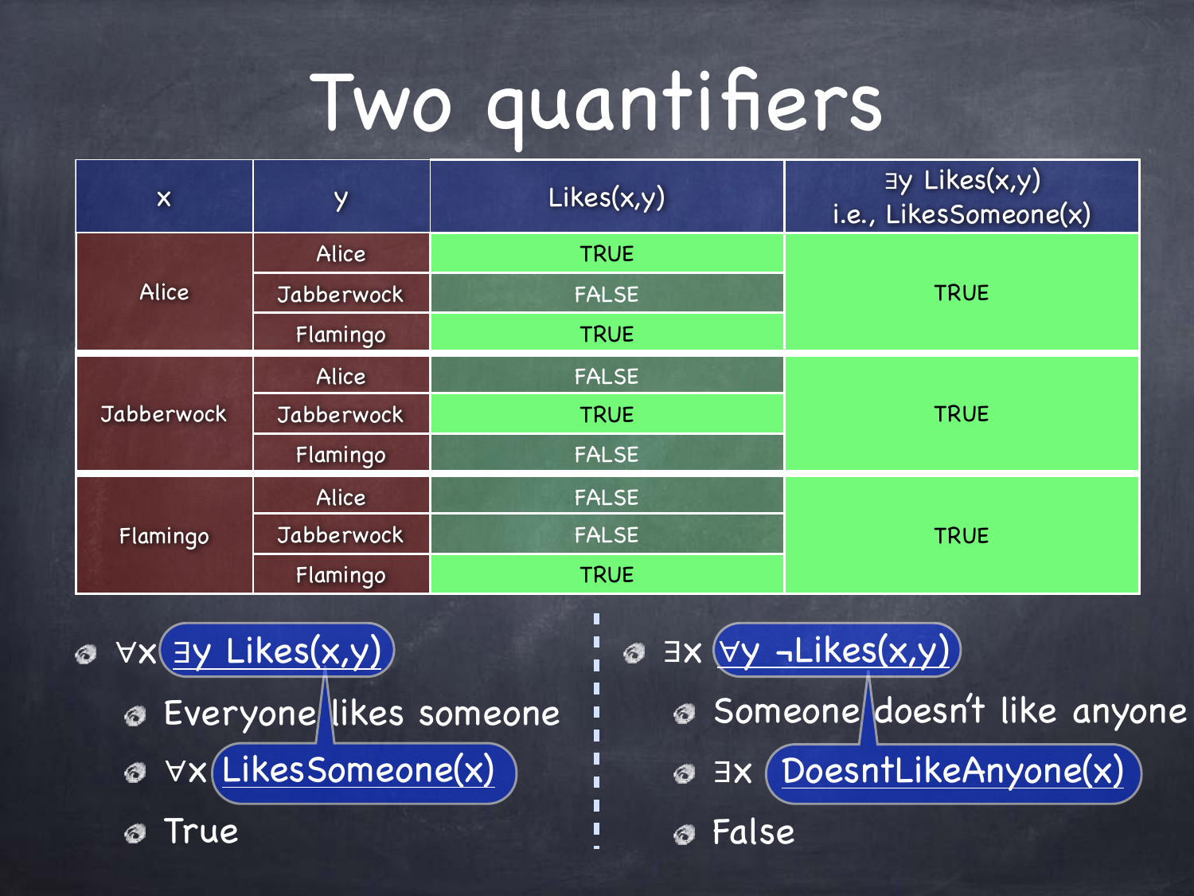# Two quantifiers

| x | y | Likes(x,y) | $\exists y$ Likes(x,y) i.e., LikesSomeone(x) |
|---|---|---|---|
| Alice | Alice | TRUE | TRUE |
| | Jabberwock | FALSE | |
| | Flamingo | TRUE | |
| Jabberwock | Alice | FALSE | TRUE |
| | Jabberwock | TRUE | |
| | Flamingo | FALSE | |
| Flamingo | Alice | FALSE | TRUE |
| | Jabberwock | FALSE | |
| | Flamingo | TRUE | |

- $\forall x\ \exists y$ Likes(x,y)
  - Everyone likes someone
  - $\forall x$ LikesSomeone(x)
  - True

- $\exists x\ \forall y\ \neg$Likes(x,y)
  - Someone doesn't like anyone
  - $\exists x$ DoesntLikeAnyone(x)
  - False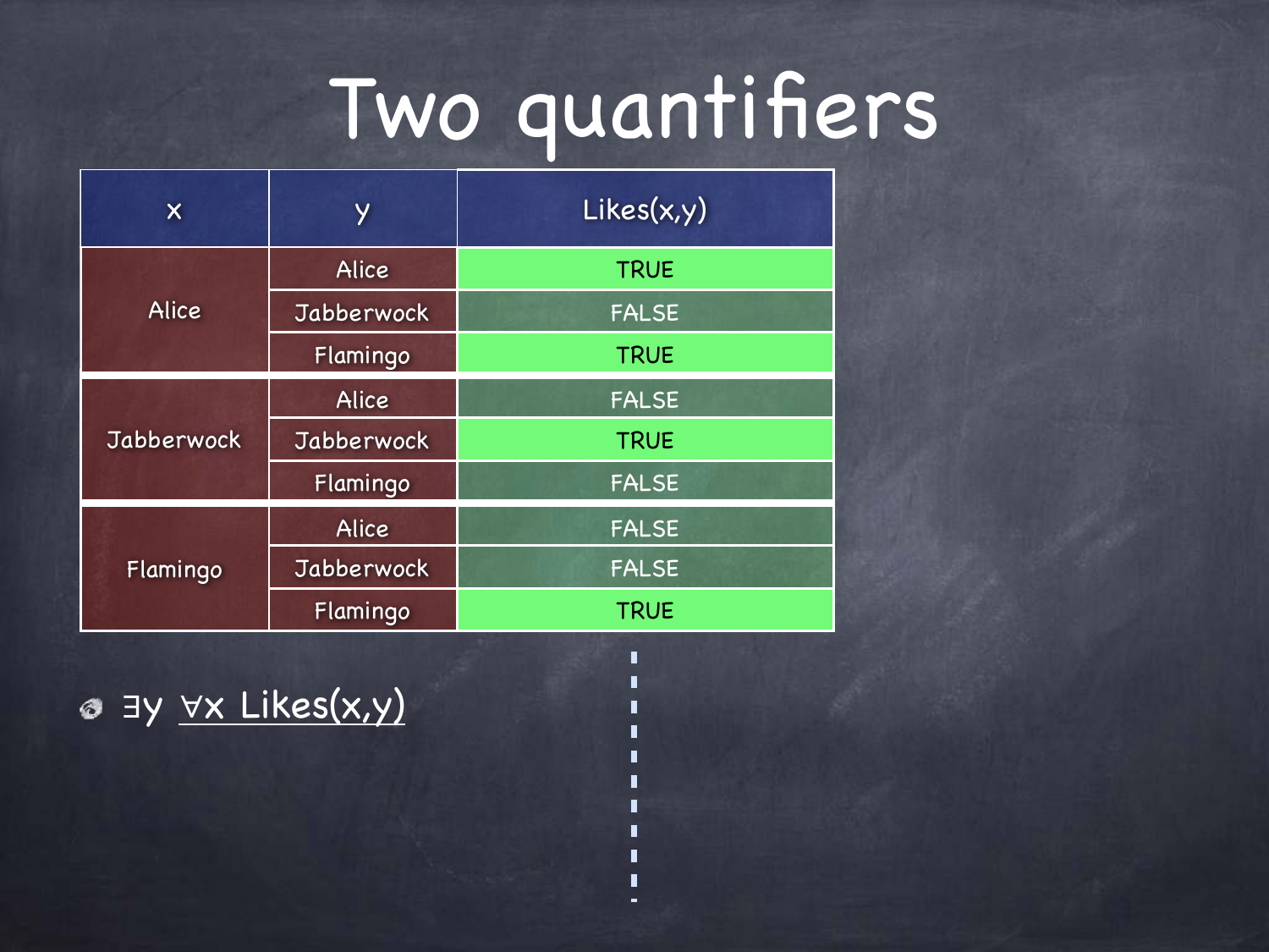# Two quantifiers

| x | y | Likes(x,y) |
|---|---|---|
| Alice | Alice | TRUE |
| | Jabberwock | FALSE |
| | Flamingo | TRUE |
| Jabberwock | Alice | FALSE |
| | Jabberwock | TRUE |
| | Flamingo | FALSE |
| Flamingo | Alice | FALSE |
| | Jabberwock | FALSE |
| | Flamingo | TRUE |

- $\exists y \; \underline{\forall x \; Likes(x,y)}$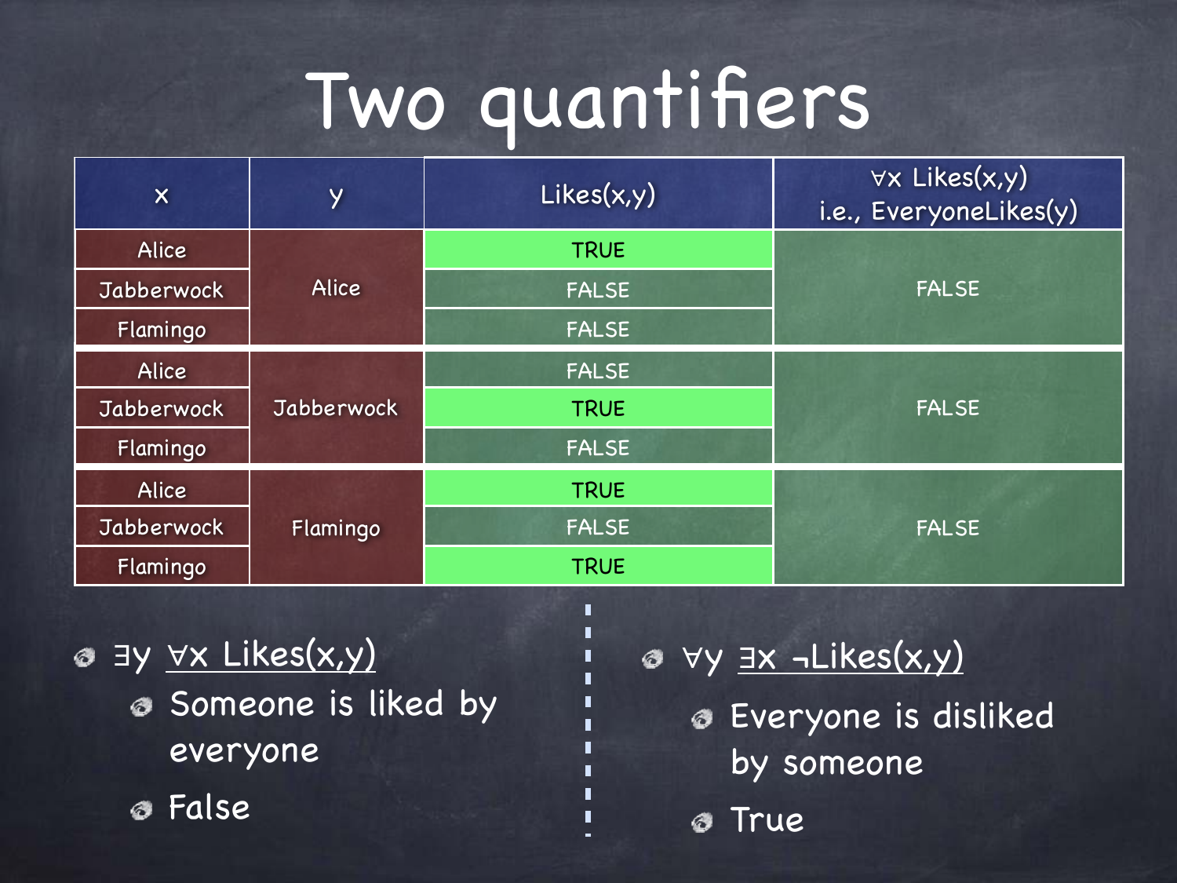# Two quantifiers

| x | y | Likes(x,y) | ∀x Likes(x,y) i.e., EveryoneLikes(y) |
|---|---|---|---|
| Alice | Alice | TRUE | FALSE |
| Jabberwock | | FALSE | |
| Flamingo | | FALSE | |
| Alice | Jabberwock | FALSE | FALSE |
| Jabberwock | | TRUE | |
| Flamingo | | FALSE | |
| Alice | Flamingo | TRUE | FALSE |
| Jabberwock | | FALSE | |
| Flamingo | | TRUE | |

- $\exists y\ \forall x\ Likes(x,y)$
  - Someone is liked by everyone
  - False

- $\forall y\ \exists x\ \neg Likes(x,y)$
  - Everyone is disliked by someone
  - True